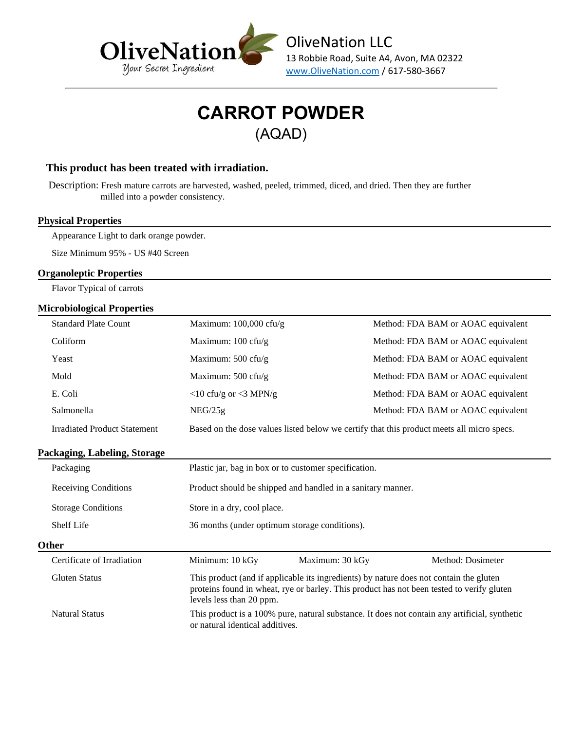OliveNation
*Your Secret Ingredient*

OliveNation LLC
13 Robbie Road, Suite A4, Avon, MA 02322
www.OliveNation.com / 617-580-3667

# CARROT POWDER

(AQAD)

**This product has been treated with irradiation.**

Description: Fresh mature carrots are harvested, washed, peeled, trimmed, diced, and dried. Then they are further milled into a powder consistency.

## Physical Properties

Appearance Light to dark orange powder.

Size Minimum 95% - US #40 Screen

## Organoleptic Properties

Flavor Typical of carrots

## Microbiological Properties

| | | |
|---|---|---|
| Standard Plate Count | Maximum: 100,000 cfu/g | Method: FDA BAM or AOAC equivalent |
| Coliform | Maximum: 100 cfu/g | Method: FDA BAM or AOAC equivalent |
| Yeast | Maximum: 500 cfu/g | Method: FDA BAM or AOAC equivalent |
| Mold | Maximum: 500 cfu/g | Method: FDA BAM or AOAC equivalent |
| E. Coli | <10 cfu/g or <3 MPN/g | Method: FDA BAM or AOAC equivalent |
| Salmonella | NEG/25g | Method: FDA BAM or AOAC equivalent |
| Irradiated Product Statement | Based on the dose values listed below we certify that this product meets all micro specs. | |

## Packaging, Labeling, Storage

| | |
|---|---|
| Packaging | Plastic jar, bag in box or to customer specification. |
| Receiving Conditions | Product should be shipped and handled in a sanitary manner. |
| Storage Conditions | Store in a dry, cool place. |
| Shelf Life | 36 months (under optimum storage conditions). |

## Other

| | | | |
|---|---|---|---|
| Certificate of Irradiation | Minimum: 10 kGy | Maximum: 30 kGy | Method: Dosimeter |
| Gluten Status | This product (and if applicable its ingredients) by nature does not contain the gluten proteins found in wheat, rye or barley. This product has not been tested to verify gluten levels less than 20 ppm. | | |
| Natural Status | This product is a 100% pure, natural substance. It does not contain any artificial, synthetic or natural identical additives. | | |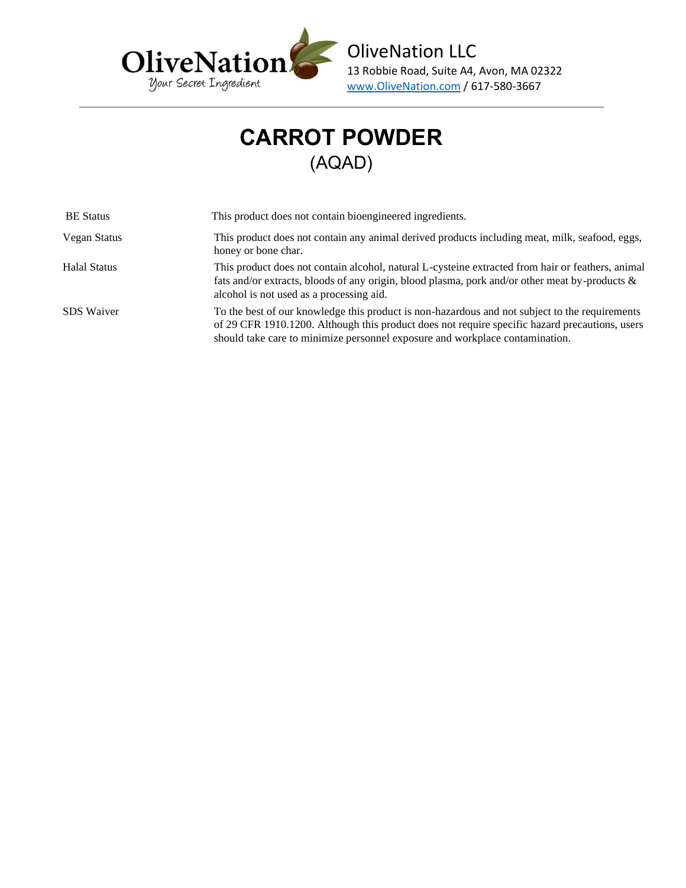OliveNation LLC
13 Robbie Road, Suite A4, Avon, MA 02322
www.OliveNation.com / 617-580-3667

# CARROT POWDER
(AQAD)

| | |
|---|---|
| BE Status | This product does not contain bioengineered ingredients. |
| Vegan Status | This product does not contain any animal derived products including meat, milk, seafood, eggs, honey or bone char. |
| Halal Status | This product does not contain alcohol, natural L-cysteine extracted from hair or feathers, animal fats and/or extracts, bloods of any origin, blood plasma, pork and/or other meat by-products & alcohol is not used as a processing aid. |
| SDS Waiver | To the best of our knowledge this product is non-hazardous and not subject to the requirements of 29 CFR 1910.1200. Although this product does not require specific hazard precautions, users should take care to minimize personnel exposure and workplace contamination. |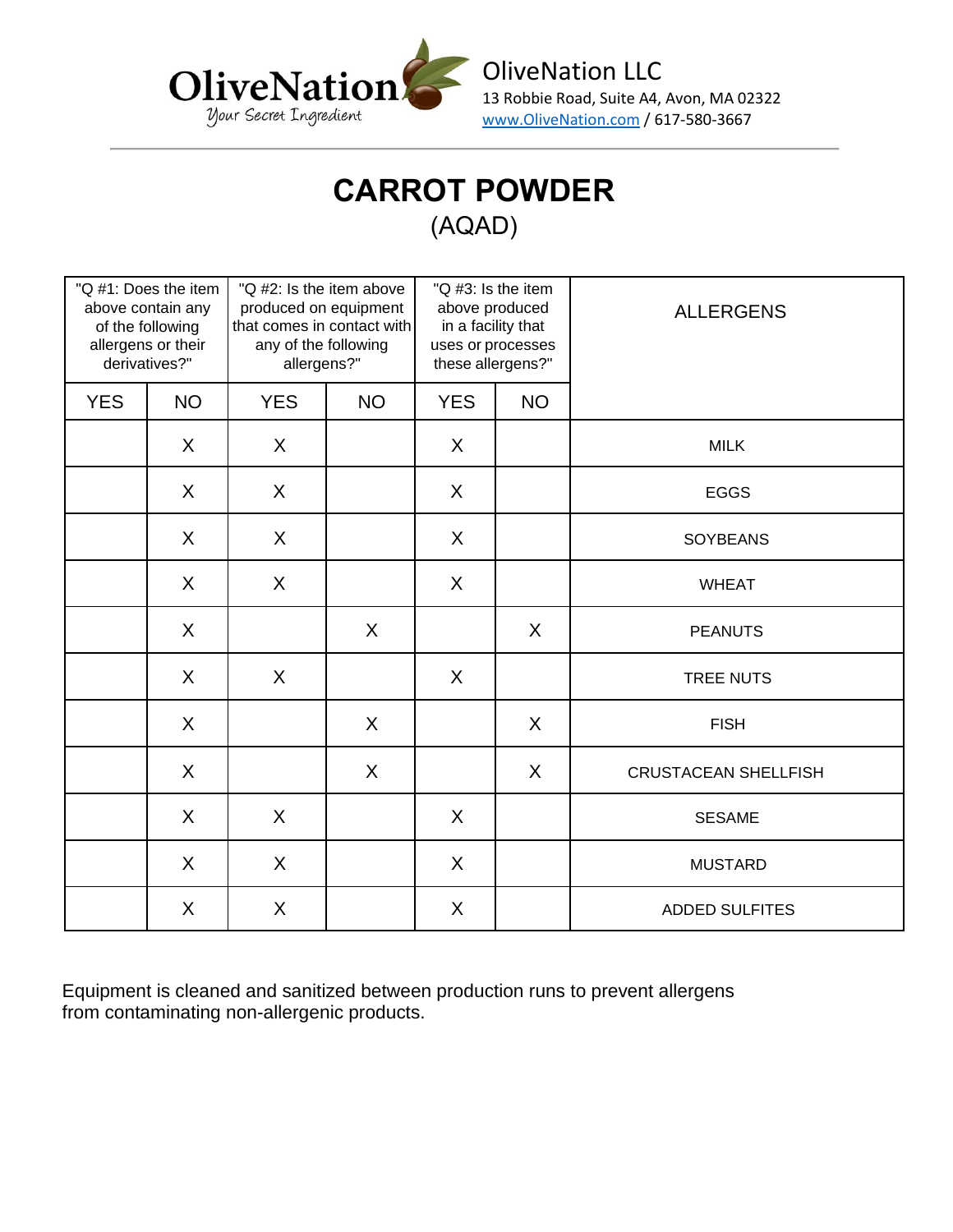OliveNation

*Your Secret Ingredient*

OliveNation LLC
13 Robbie Road, Suite A4, Avon, MA 02322
www.OliveNation.com / 617-580-3667

# CARROT POWDER
## (AQAD)

| "Q #1: Does the item above contain any of the following allergens or their derivatives?" | | "Q #2: Is the item above produced on equipment that comes in contact with any of the following allergens?" | | "Q #3: Is the item above produced in a facility that uses or processes these allergens?" | | ALLERGENS |
|---|---|---|---|---|---|---|
| YES | NO | YES | NO | YES | NO | |
| | X | X | | X | | MILK |
| | X | X | | X | | EGGS |
| | X | X | | X | | SOYBEANS |
| | X | X | | X | | WHEAT |
| | X | | X | | X | PEANUTS |
| | X | X | | X | | TREE NUTS |
| | X | | X | | X | FISH |
| | X | | X | | X | CRUSTACEAN SHELLFISH |
| | X | X | | X | | SESAME |
| | X | X | | X | | MUSTARD |
| | X | X | | X | | ADDED SULFITES |

Equipment is cleaned and sanitized between production runs to prevent allergens from contaminating non-allergenic products.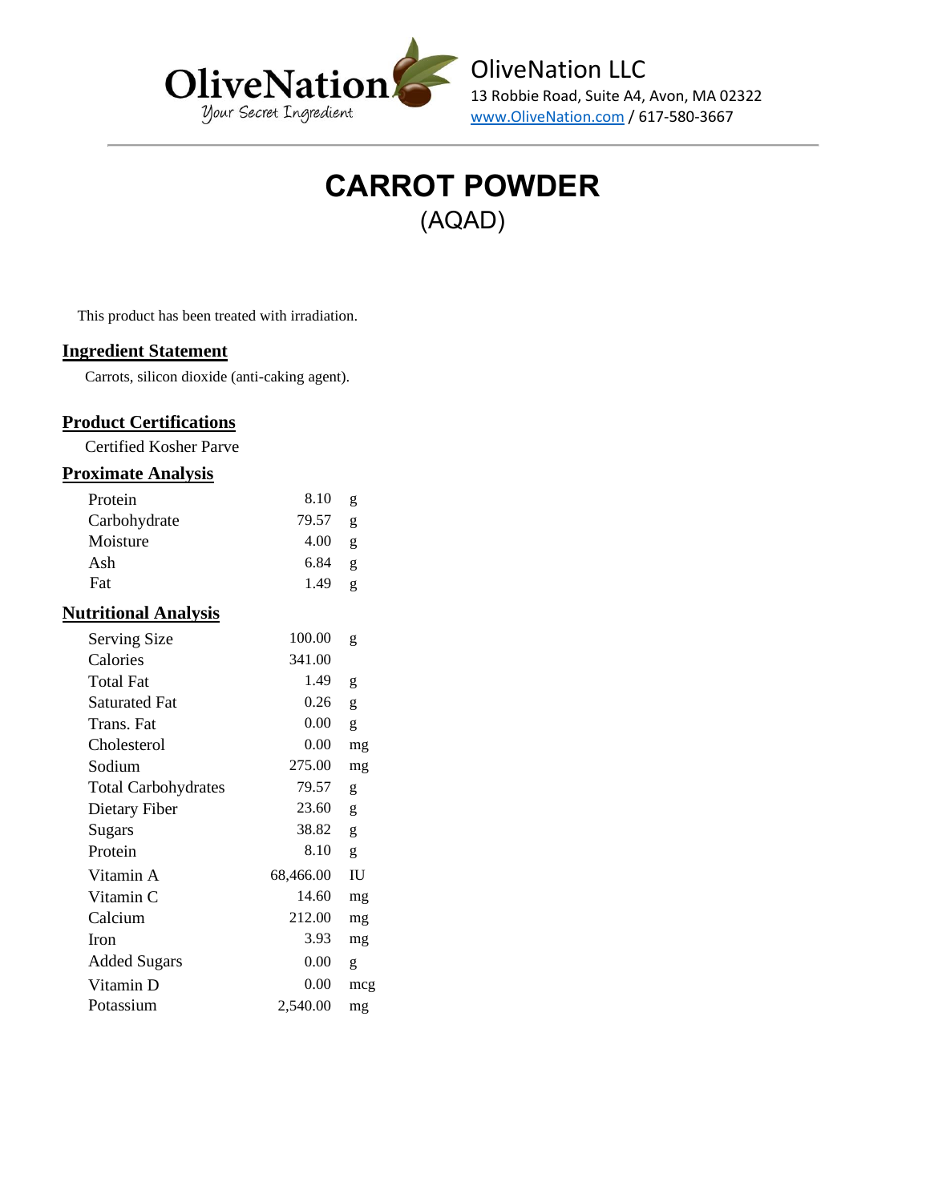OliveNation LLC
13 Robbie Road, Suite A4, Avon, MA 02322
www.OliveNation.com / 617-580-3667

# CARROT POWDER
## (AQAD)

This product has been treated with irradiation.

## Ingredient Statement

Carrots, silicon dioxide (anti-caking agent).

## Product Certifications

Certified Kosher Parve

## Proximate Analysis

| | | |
|---|---|---|
| Protein | 8.10 | g |
| Carbohydrate | 79.57 | g |
| Moisture | 4.00 | g |
| Ash | 6.84 | g |
| Fat | 1.49 | g |

## Nutritional Analysis

| | | |
|---|---|---|
| Serving Size | 100.00 | g |
| Calories | 341.00 | |
| Total Fat | 1.49 | g |
| Saturated Fat | 0.26 | g |
| Trans. Fat | 0.00 | g |
| Cholesterol | 0.00 | mg |
| Sodium | 275.00 | mg |
| Total Carbohydrates | 79.57 | g |
| Dietary Fiber | 23.60 | g |
| Sugars | 38.82 | g |
| Protein | 8.10 | g |
| Vitamin A | 68,466.00 | IU |
| Vitamin C | 14.60 | mg |
| Calcium | 212.00 | mg |
| Iron | 3.93 | mg |
| Added Sugars | 0.00 | g |
| Vitamin D | 0.00 | mcg |
| Potassium | 2,540.00 | mg |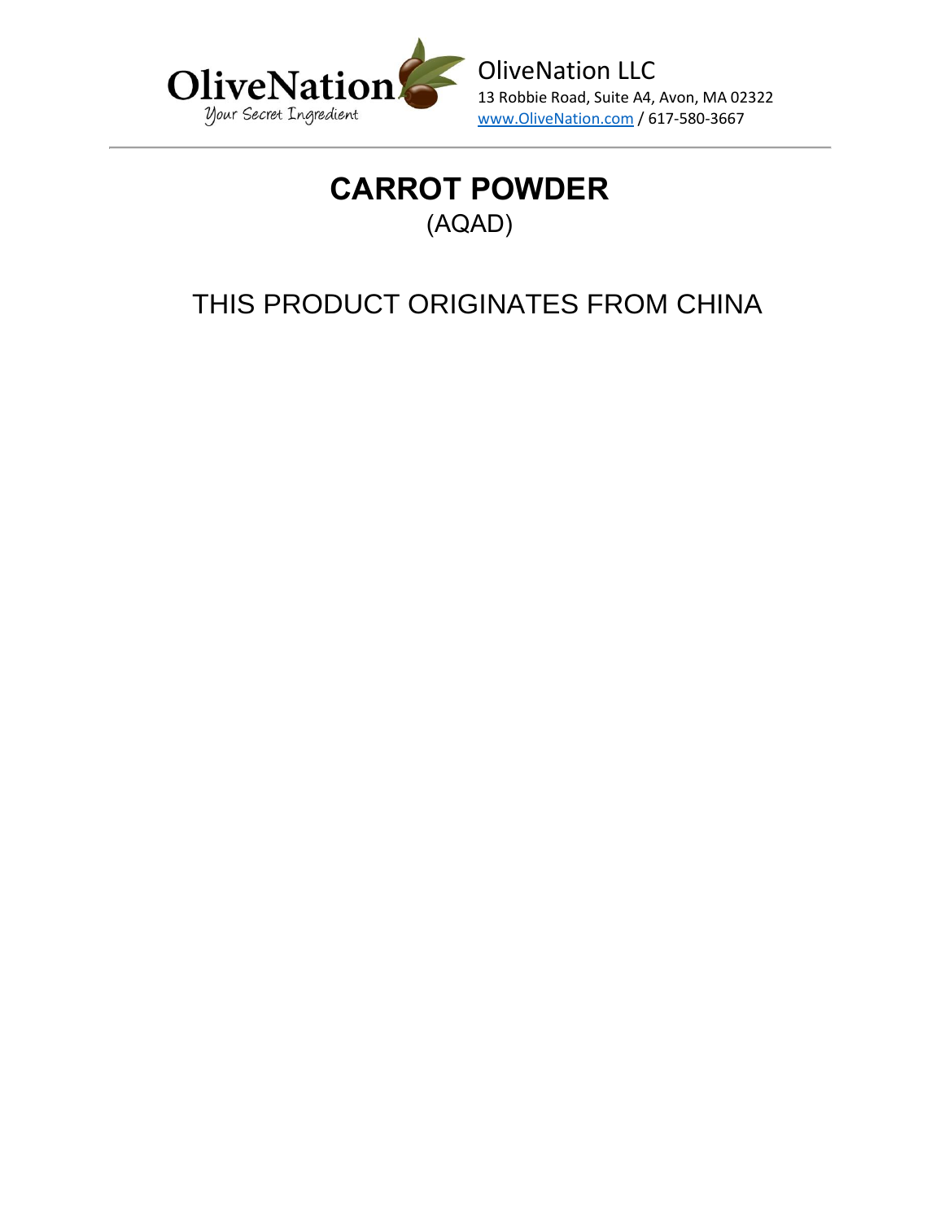OliveNation
Your Secret Ingredient

OliveNation LLC
13 Robbie Road, Suite A4, Avon, MA 02322
www.OliveNation.com / 617-580-3667

# CARROT POWDER

(AQAD)

## THIS PRODUCT ORIGINATES FROM CHINA